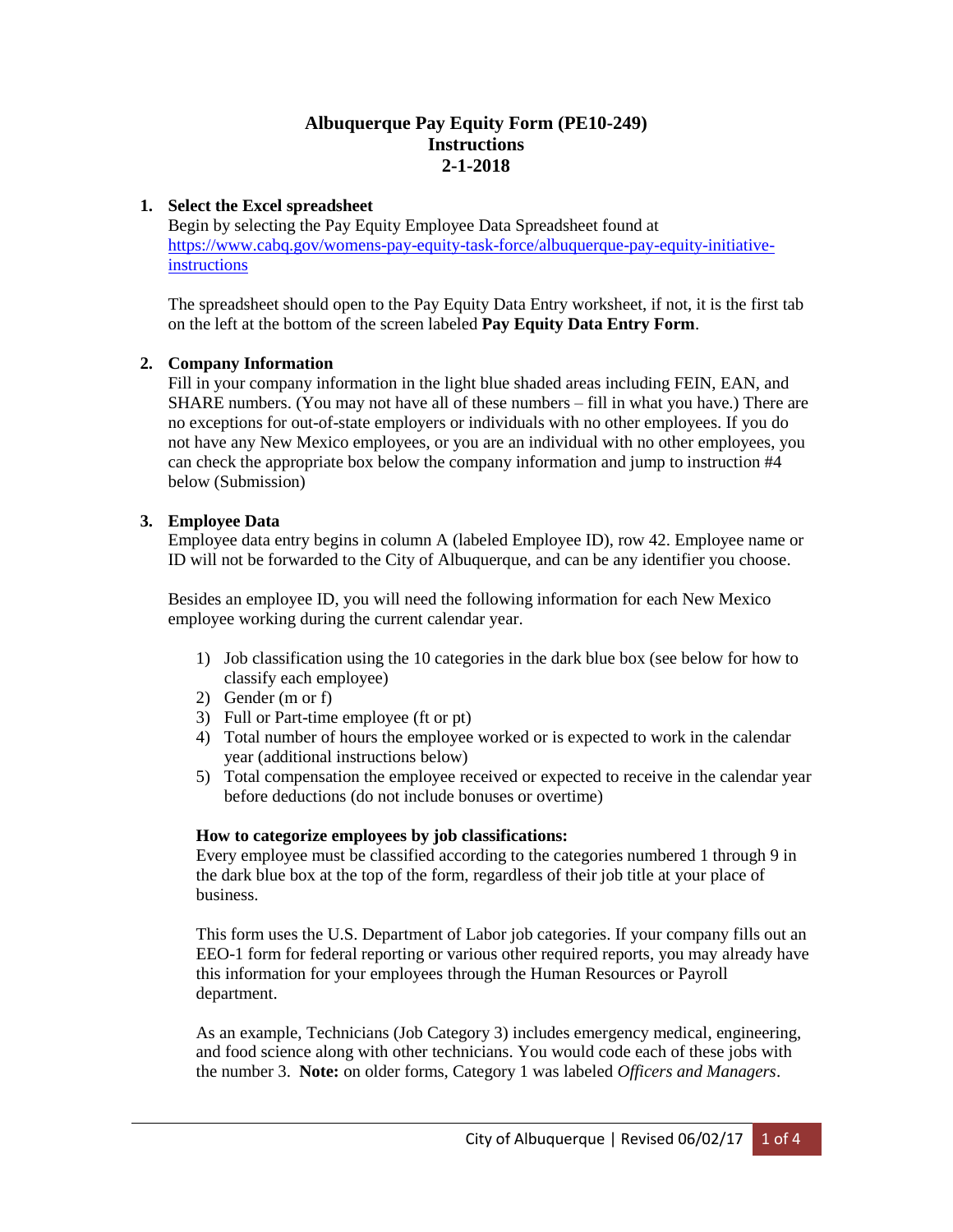# Albuquerque Pay Equity Form (PE10-249)
# Instructions
# 2-1-2018

1. **Select the Excel spreadsheet**

   Begin by selecting the Pay Equity Employee Data Spreadsheet found at [https://www.cabq.gov/womens-pay-equity-task-force/albuquerque-pay-equity-initiative-instructions](https://www.cabq.gov/womens-pay-equity-task-force/albuquerque-pay-equity-initiative-instructions)

   The spreadsheet should open to the Pay Equity Data Entry worksheet, if not, it is the first tab on the left at the bottom of the screen labeled **Pay Equity Data Entry Form**.

2. **Company Information**

   Fill in your company information in the light blue shaded areas including FEIN, EAN, and SHARE numbers. (You may not have all of these numbers – fill in what you have.) There are no exceptions for out-of-state employers or individuals with no other employees. If you do not have any New Mexico employees, or you are an individual with no other employees, you can check the appropriate box below the company information and jump to instruction #4 below (Submission)

3. **Employee Data**

   Employee data entry begins in column A (labeled Employee ID), row 42. Employee name or ID will not be forwarded to the City of Albuquerque, and can be any identifier you choose.

   Besides an employee ID, you will need the following information for each New Mexico employee working during the current calendar year.

   1) Job classification using the 10 categories in the dark blue box (see below for how to classify each employee)
   2) Gender (m or f)
   3) Full or Part-time employee (ft or pt)
   4) Total number of hours the employee worked or is expected to work in the calendar year (additional instructions below)
   5) Total compensation the employee received or expected to receive in the calendar year before deductions (do not include bonuses or overtime)

   **How to categorize employees by job classifications:**

   Every employee must be classified according to the categories numbered 1 through 9 in the dark blue box at the top of the form, regardless of their job title at your place of business.

   This form uses the U.S. Department of Labor job categories. If your company fills out an EEO-1 form for federal reporting or various other required reports, you may already have this information for your employees through the Human Resources or Payroll department.

   As an example, Technicians (Job Category 3) includes emergency medical, engineering, and food science along with other technicians. You would code each of these jobs with the number 3. **Note:** on older forms, Category 1 was labeled *Officers and Managers*.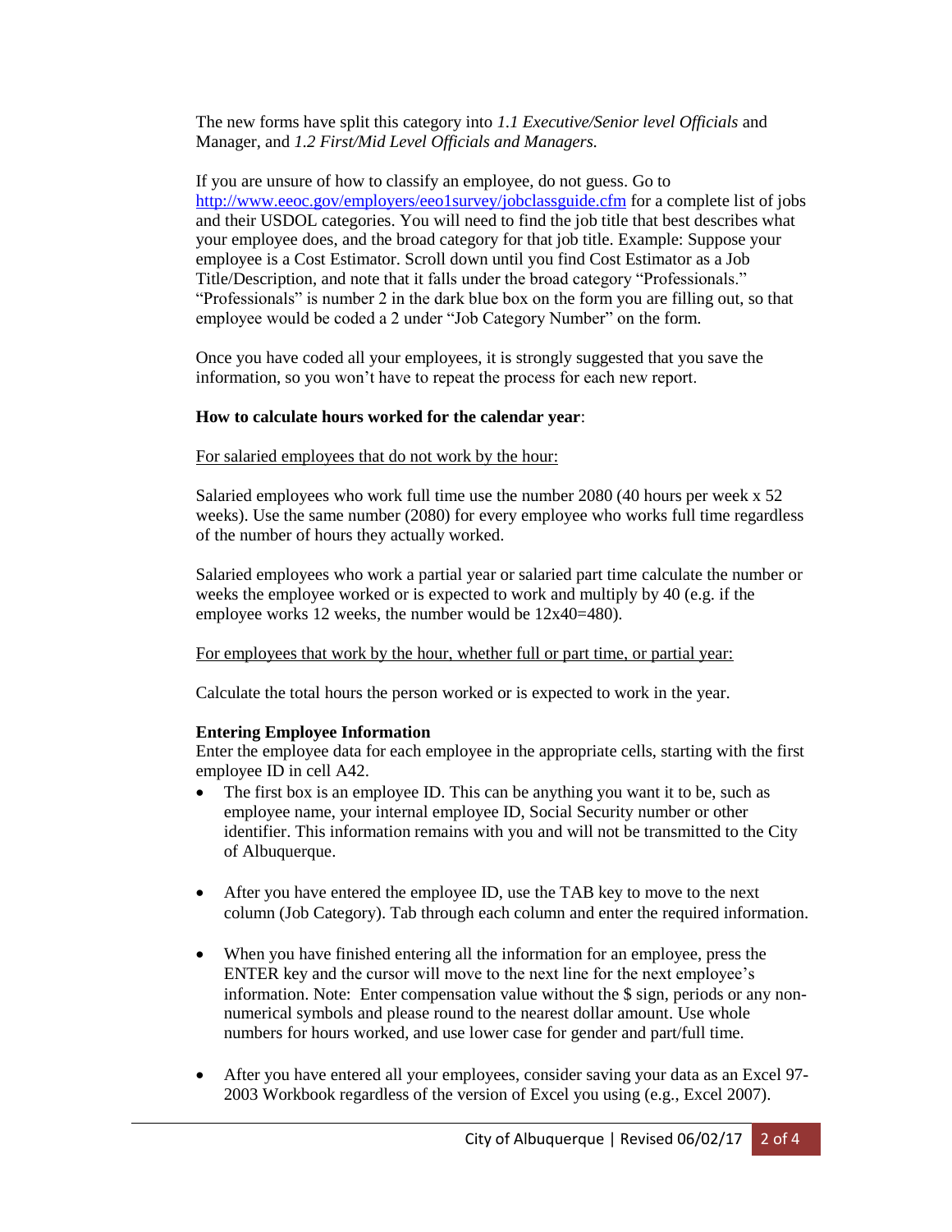The new forms have split this category into *1.1 Executive/Senior level Officials* and Manager, and *1.2 First/Mid Level Officials and Managers.*

If you are unsure of how to classify an employee, do not guess. Go to [http://www.eeoc.gov/employers/eeo1survey/jobclassguide.cfm](http://www.eeoc.gov/employers/eeo1survey/jobclassguide.cfm) for a complete list of jobs and their USDOL categories. You will need to find the job title that best describes what your employee does, and the broad category for that job title. Example: Suppose your employee is a Cost Estimator. Scroll down until you find Cost Estimator as a Job Title/Description, and note that it falls under the broad category "Professionals." "Professionals" is number 2 in the dark blue box on the form you are filling out, so that employee would be coded a 2 under "Job Category Number" on the form.

Once you have coded all your employees, it is strongly suggested that you save the information, so you won't have to repeat the process for each new report.

**How to calculate hours worked for the calendar year**:

<u>For salaried employees that do not work by the hour:</u>

Salaried employees who work full time use the number 2080 (40 hours per week x 52 weeks). Use the same number (2080) for every employee who works full time regardless of the number of hours they actually worked.

Salaried employees who work a partial year or salaried part time calculate the number or weeks the employee worked or is expected to work and multiply by 40 (e.g. if the employee works 12 weeks, the number would be 12x40=480).

<u>For employees that work by the hour, whether full or part time, or partial year:</u>

Calculate the total hours the person worked or is expected to work in the year.

**Entering Employee Information**

Enter the employee data for each employee in the appropriate cells, starting with the first employee ID in cell A42.

- The first box is an employee ID. This can be anything you want it to be, such as employee name, your internal employee ID, Social Security number or other identifier. This information remains with you and will not be transmitted to the City of Albuquerque.

- After you have entered the employee ID, use the TAB key to move to the next column (Job Category). Tab through each column and enter the required information.

- When you have finished entering all the information for an employee, press the ENTER key and the cursor will move to the next line for the next employee's information. Note: Enter compensation value without the $ sign, periods or any non-numerical symbols and please round to the nearest dollar amount. Use whole numbers for hours worked, and use lower case for gender and part/full time.

- After you have entered all your employees, consider saving your data as an Excel 97-2003 Workbook regardless of the version of Excel you using (e.g., Excel 2007).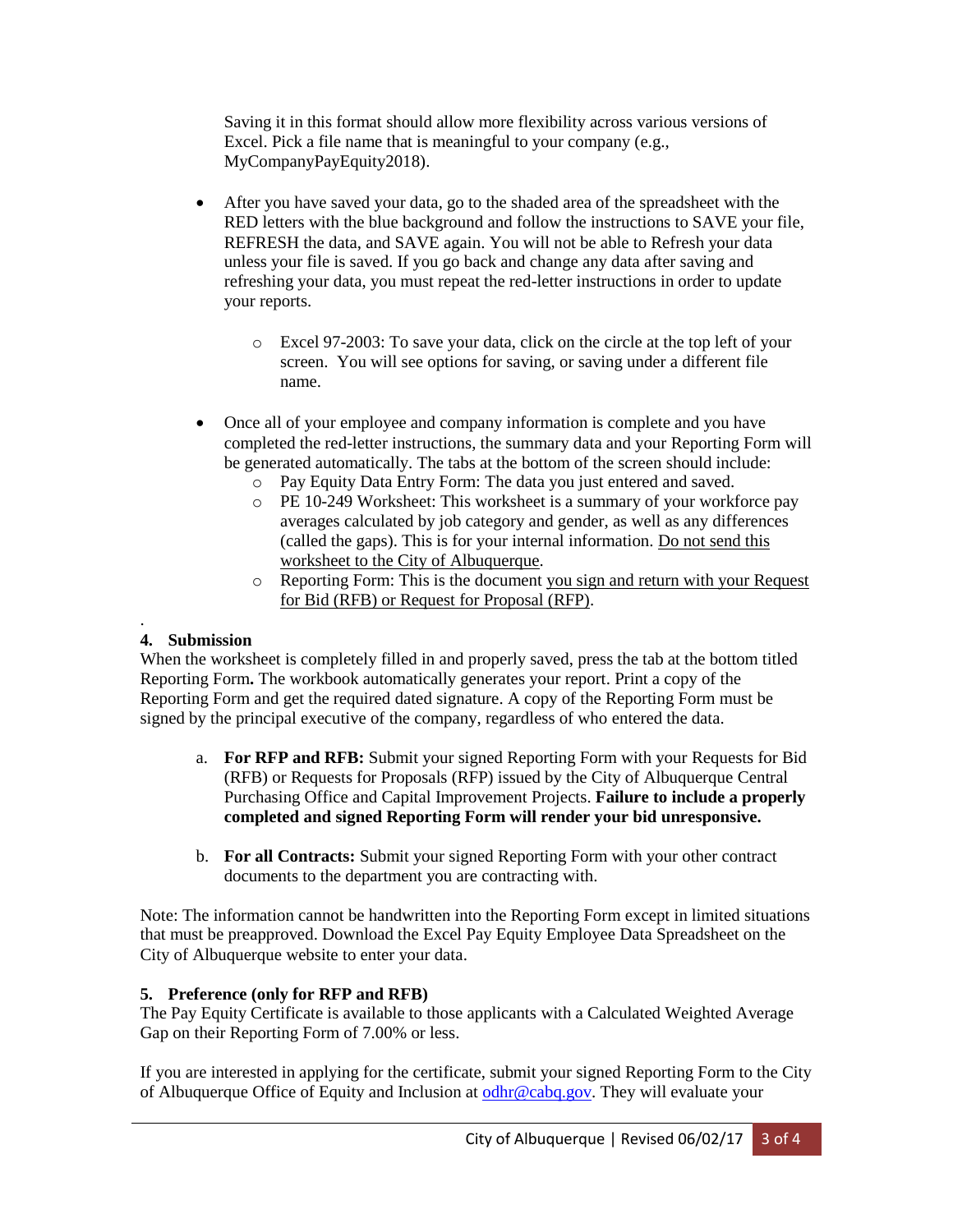Saving it in this format should allow more flexibility across various versions of Excel. Pick a file name that is meaningful to your company (e.g., MyCompanyPayEquity2018).

- After you have saved your data, go to the shaded area of the spreadsheet with the RED letters with the blue background and follow the instructions to SAVE your file, REFRESH the data, and SAVE again. You will not be able to Refresh your data unless your file is saved. If you go back and change any data after saving and refreshing your data, you must repeat the red-letter instructions in order to update your reports.
  - Excel 97-2003: To save your data, click on the circle at the top left of your screen. You will see options for saving, or saving under a different file name.
- Once all of your employee and company information is complete and you have completed the red-letter instructions, the summary data and your Reporting Form will be generated automatically. The tabs at the bottom of the screen should include:
  - Pay Equity Data Entry Form: The data you just entered and saved.
  - PE 10-249 Worksheet: This worksheet is a summary of your workforce pay averages calculated by job category and gender, as well as any differences (called the gaps). This is for your internal information. Do not send this worksheet to the City of Albuquerque.
  - Reporting Form: This is the document you sign and return with your Request for Bid (RFB) or Request for Proposal (RFP).

.

**4. Submission**

When the worksheet is completely filled in and properly saved, press the tab at the bottom titled Reporting Form**.** The workbook automatically generates your report. Print a copy of the Reporting Form and get the required dated signature. A copy of the Reporting Form must be signed by the principal executive of the company, regardless of who entered the data.

a. **For RFP and RFB:** Submit your signed Reporting Form with your Requests for Bid (RFB) or Requests for Proposals (RFP) issued by the City of Albuquerque Central Purchasing Office and Capital Improvement Projects. **Failure to include a properly completed and signed Reporting Form will render your bid unresponsive.**

b. **For all Contracts:** Submit your signed Reporting Form with your other contract documents to the department you are contracting with.

Note: The information cannot be handwritten into the Reporting Form except in limited situations that must be preapproved. Download the Excel Pay Equity Employee Data Spreadsheet on the City of Albuquerque website to enter your data.

**5. Preference (only for RFP and RFB)**

The Pay Equity Certificate is available to those applicants with a Calculated Weighted Average Gap on their Reporting Form of 7.00% or less.

If you are interested in applying for the certificate, submit your signed Reporting Form to the City of Albuquerque Office of Equity and Inclusion at odhr@cabq.gov. They will evaluate your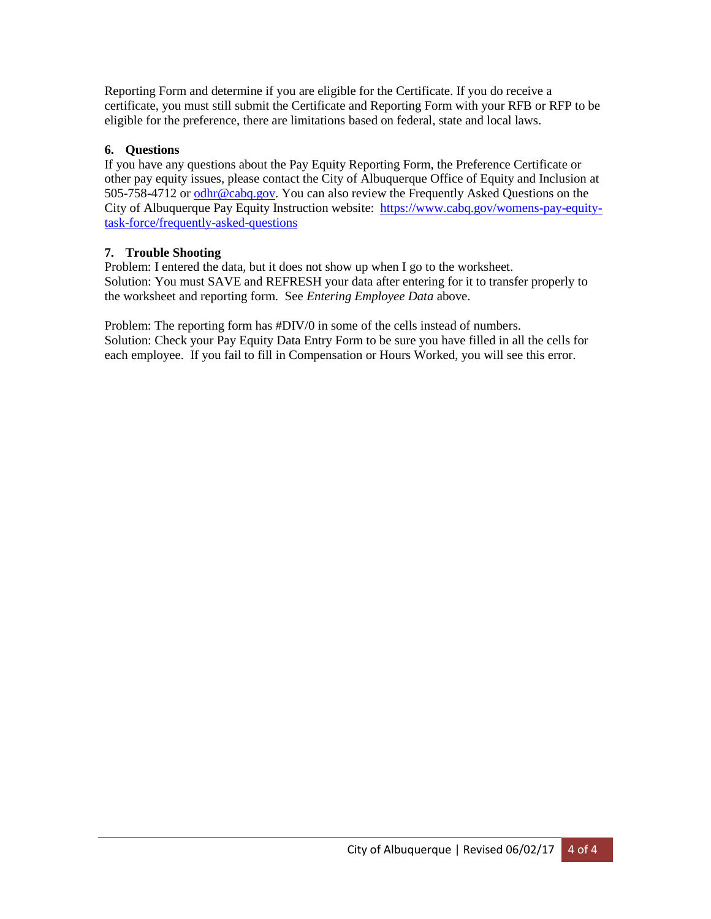Reporting Form and determine if you are eligible for the Certificate. If you do receive a certificate, you must still submit the Certificate and Reporting Form with your RFB or RFP to be eligible for the preference, there are limitations based on federal, state and local laws.

**6. Questions**

If you have any questions about the Pay Equity Reporting Form, the Preference Certificate or other pay equity issues, please contact the City of Albuquerque Office of Equity and Inclusion at 505-758-4712 or [odhr@cabq.gov](mailto:odhr@cabq.gov). You can also review the Frequently Asked Questions on the City of Albuquerque Pay Equity Instruction website: [https://www.cabq.gov/womens-pay-equity-task-force/frequently-asked-questions](https://www.cabq.gov/womens-pay-equity-task-force/frequently-asked-questions)

**7. Trouble Shooting**

Problem: I entered the data, but it does not show up when I go to the worksheet.
Solution: You must SAVE and REFRESH your data after entering for it to transfer properly to the worksheet and reporting form. See *Entering Employee Data* above.

Problem: The reporting form has #DIV/0 in some of the cells instead of numbers.
Solution: Check your Pay Equity Data Entry Form to be sure you have filled in all the cells for each employee. If you fail to fill in Compensation or Hours Worked, you will see this error.